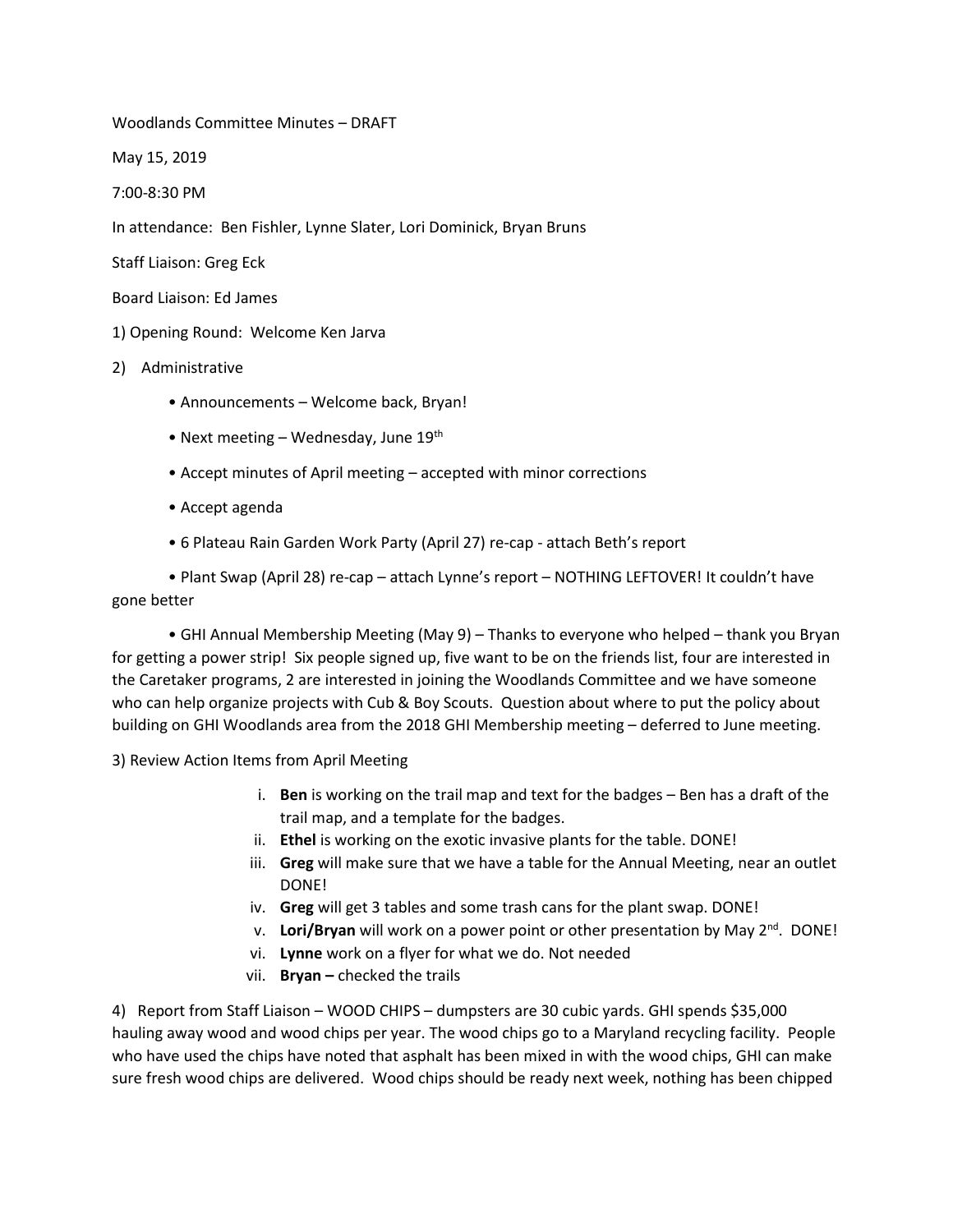Woodlands Committee Minutes – DRAFT

May 15, 2019

7:00-8:30 PM

In attendance: Ben Fishler, Lynne Slater, Lori Dominick, Bryan Bruns

Staff Liaison: Greg Eck

Board Liaison: Ed James

1) Opening Round: Welcome Ken Jarva

2) Administrative

- Announcements – Welcome back, Bryan!
- Next meeting – Wednesday, June 19th
- Accept minutes of April meeting – accepted with minor corrections
- Accept agenda
- 6 Plateau Rain Garden Work Party (April 27) re-cap - attach Beth's report
- Plant Swap (April 28) re-cap – attach Lynne's report – NOTHING LEFTOVER! It couldn't have gone better
- GHI Annual Membership Meeting (May 9) – Thanks to everyone who helped – thank you Bryan for getting a power strip! Six people signed up, five want to be on the friends list, four are interested in the Caretaker programs, 2 are interested in joining the Woodlands Committee and we have someone who can help organize projects with Cub & Boy Scouts. Question about where to put the policy about building on GHI Woodlands area from the 2018 GHI Membership meeting – deferred to June meeting.

3) Review Action Items from April Meeting

i. **Ben** is working on the trail map and text for the badges – Ben has a draft of the trail map, and a template for the badges.
ii. **Ethel** is working on the exotic invasive plants for the table. DONE!
iii. **Greg** will make sure that we have a table for the Annual Meeting, near an outlet DONE!
iv. **Greg** will get 3 tables and some trash cans for the plant swap. DONE!
v. **Lori/Bryan** will work on a power point or other presentation by May 2nd. DONE!
vi. **Lynne** work on a flyer for what we do. Not needed
vii. **Bryan –** checked the trails

4) Report from Staff Liaison – WOOD CHIPS – dumpsters are 30 cubic yards. GHI spends $35,000 hauling away wood and wood chips per year. The wood chips go to a Maryland recycling facility. People who have used the chips have noted that asphalt has been mixed in with the wood chips, GHI can make sure fresh wood chips are delivered. Wood chips should be ready next week, nothing has been chipped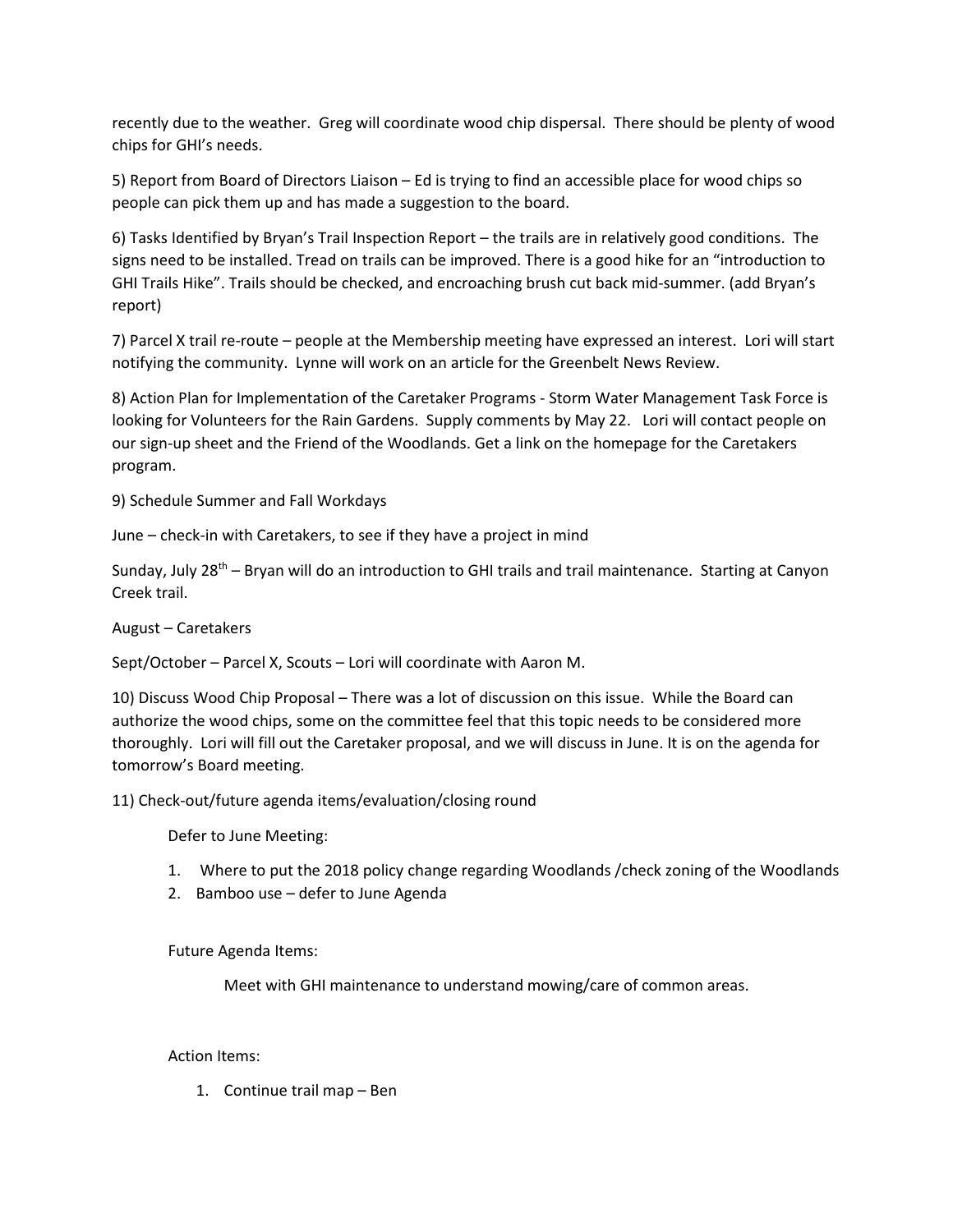recently due to the weather. Greg will coordinate wood chip dispersal. There should be plenty of wood chips for GHI's needs.

5) Report from Board of Directors Liaison – Ed is trying to find an accessible place for wood chips so people can pick them up and has made a suggestion to the board.

6) Tasks Identified by Bryan's Trail Inspection Report – the trails are in relatively good conditions. The signs need to be installed. Tread on trails can be improved. There is a good hike for an "introduction to GHI Trails Hike". Trails should be checked, and encroaching brush cut back mid-summer. (add Bryan's report)

7) Parcel X trail re-route – people at the Membership meeting have expressed an interest. Lori will start notifying the community. Lynne will work on an article for the Greenbelt News Review.

8) Action Plan for Implementation of the Caretaker Programs - Storm Water Management Task Force is looking for Volunteers for the Rain Gardens. Supply comments by May 22. Lori will contact people on our sign-up sheet and the Friend of the Woodlands. Get a link on the homepage for the Caretakers program.

9) Schedule Summer and Fall Workdays

June – check-in with Caretakers, to see if they have a project in mind

Sunday, July 28th – Bryan will do an introduction to GHI trails and trail maintenance. Starting at Canyon Creek trail.

August – Caretakers

Sept/October – Parcel X, Scouts – Lori will coordinate with Aaron M.

10) Discuss Wood Chip Proposal – There was a lot of discussion on this issue. While the Board can authorize the wood chips, some on the committee feel that this topic needs to be considered more thoroughly. Lori will fill out the Caretaker proposal, and we will discuss in June. It is on the agenda for tomorrow's Board meeting.

11) Check-out/future agenda items/evaluation/closing round

Defer to June Meeting:

1. Where to put the 2018 policy change regarding Woodlands /check zoning of the Woodlands
2. Bamboo use – defer to June Agenda

Future Agenda Items:

Meet with GHI maintenance to understand mowing/care of common areas.

Action Items:

1. Continue trail map – Ben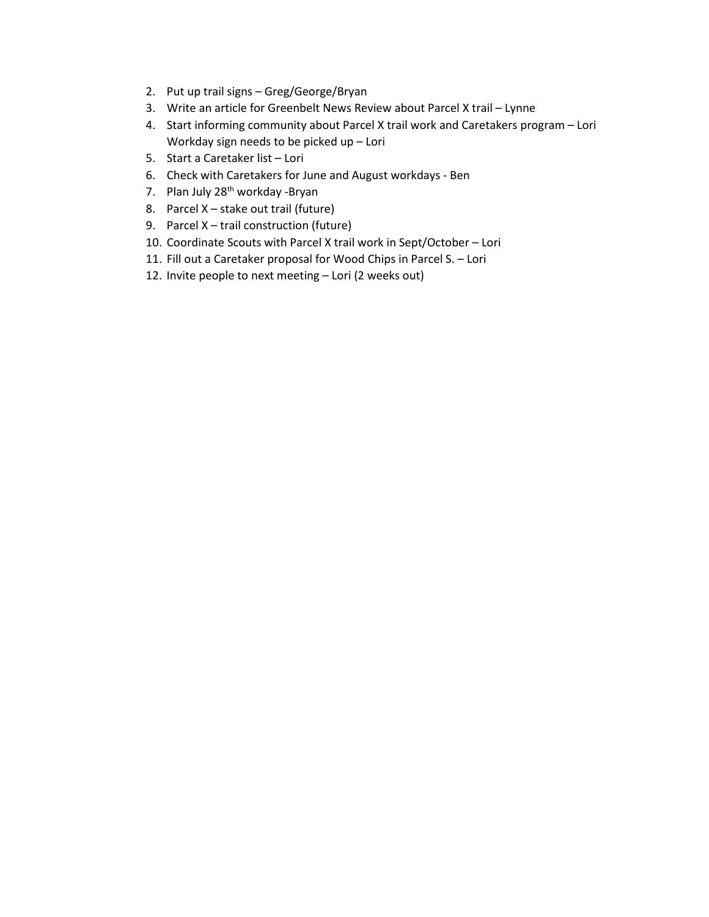2. Put up trail signs – Greg/George/Bryan
3. Write an article for Greenbelt News Review about Parcel X trail – Lynne
4. Start informing community about Parcel X trail work and Caretakers program – Lori
   Workday sign needs to be picked up – Lori
5. Start a Caretaker list – Lori
6. Check with Caretakers for June and August workdays - Ben
7. Plan July 28th workday -Bryan
8. Parcel X – stake out trail (future)
9. Parcel X – trail construction (future)
10. Coordinate Scouts with Parcel X trail work in Sept/October – Lori
11. Fill out a Caretaker proposal for Wood Chips in Parcel S. – Lori
12. Invite people to next meeting – Lori (2 weeks out)